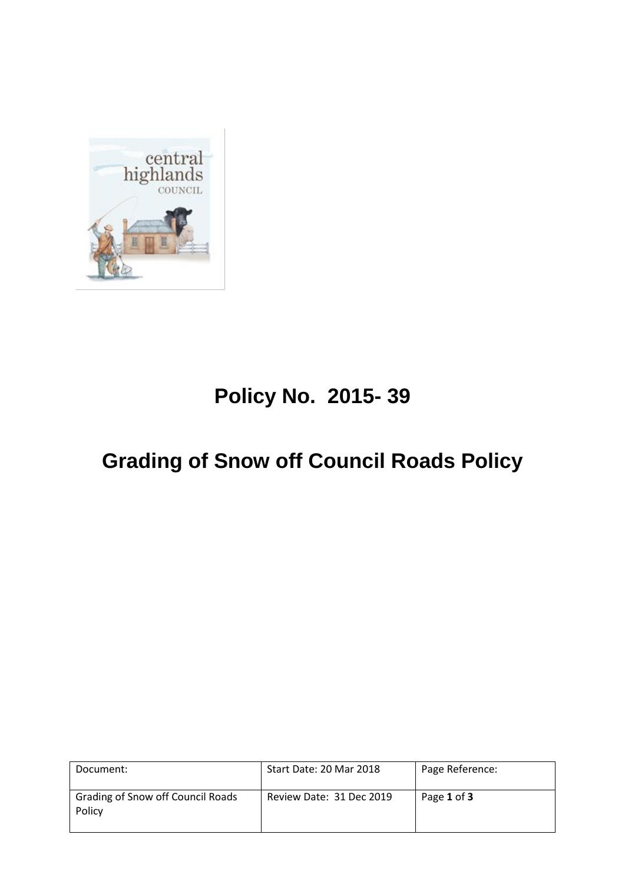# Policy No. 2015- 39

# Grading of Snow off Council Roads Policy

| Document: | Start Date: 20 Mar 2018 | Page Reference: |
|---|---|---|
| Grading of Snow off Council Roads Policy | Review Date: 31 Dec 2019 | Page **1** of **3** |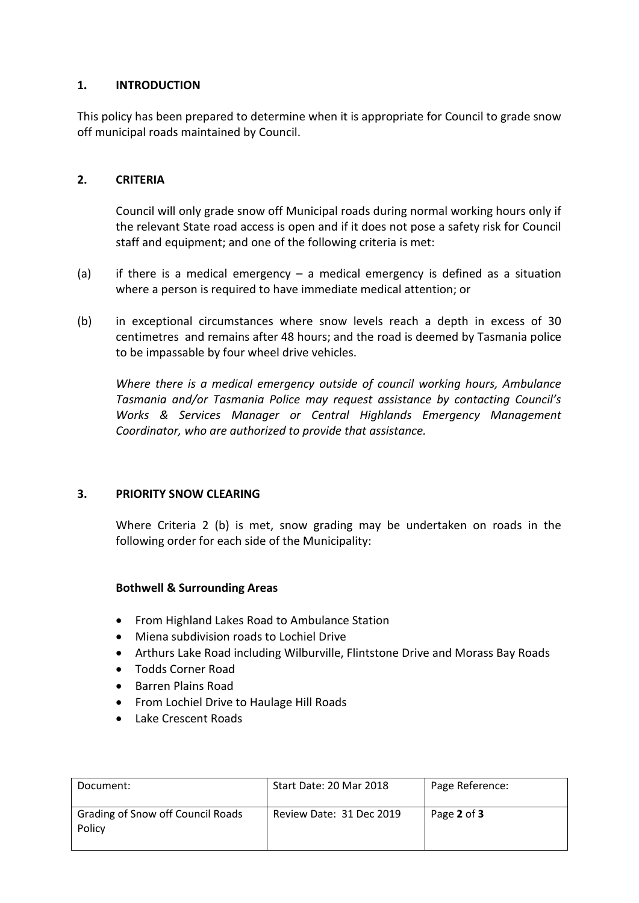## 1. INTRODUCTION

This policy has been prepared to determine when it is appropriate for Council to grade snow off municipal roads maintained by Council.

## 2. CRITERIA

Council will only grade snow off Municipal roads during normal working hours only if the relevant State road access is open and if it does not pose a safety risk for Council staff and equipment; and one of the following criteria is met:

(a) if there is a medical emergency – a medical emergency is defined as a situation where a person is required to have immediate medical attention; or

(b) in exceptional circumstances where snow levels reach a depth in excess of 30 centimetres and remains after 48 hours; and the road is deemed by Tasmania police to be impassable by four wheel drive vehicles.

*Where there is a medical emergency outside of council working hours, Ambulance Tasmania and/or Tasmania Police may request assistance by contacting Council's Works & Services Manager or Central Highlands Emergency Management Coordinator, who are authorized to provide that assistance.*

## 3. PRIORITY SNOW CLEARING

Where Criteria 2 (b) is met, snow grading may be undertaken on roads in the following order for each side of the Municipality:

**Bothwell & Surrounding Areas**

- From Highland Lakes Road to Ambulance Station
- Miena subdivision roads to Lochiel Drive
- Arthurs Lake Road including Wilburville, Flintstone Drive and Morass Bay Roads
- Todds Corner Road
- Barren Plains Road
- From Lochiel Drive to Haulage Hill Roads
- Lake Crescent Roads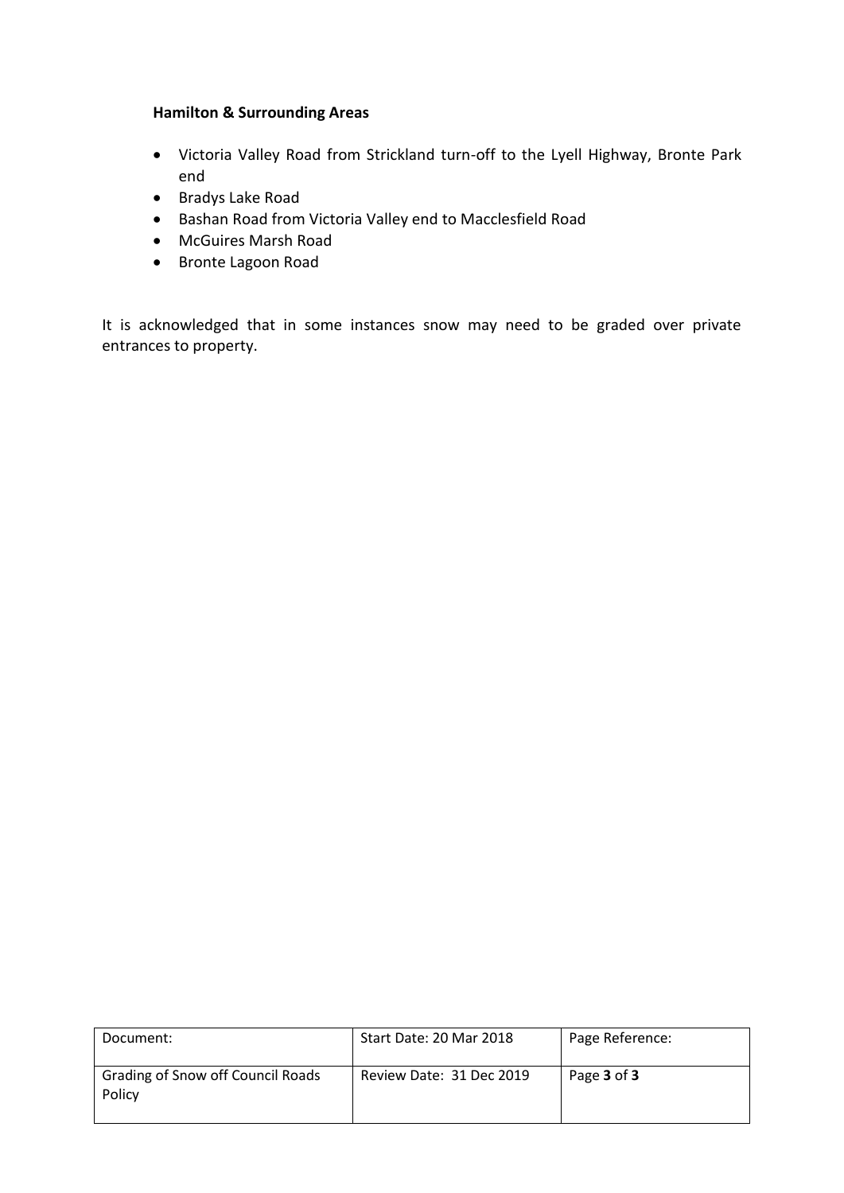**Hamilton & Surrounding Areas**

- Victoria Valley Road from Strickland turn-off to the Lyell Highway, Bronte Park end
- Bradys Lake Road
- Bashan Road from Victoria Valley end to Macclesfield Road
- McGuires Marsh Road
- Bronte Lagoon Road

It is acknowledged that in some instances snow may need to be graded over private entrances to property.